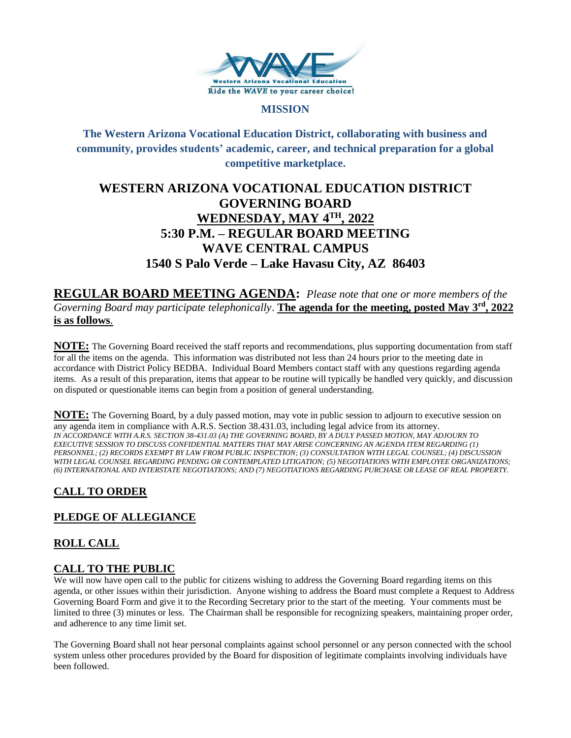**MISSION**

**The Western Arizona Vocational Education District, collaborating with business and community, provides students' academic, career, and technical preparation for a global competitive marketplace.**

# WESTERN ARIZONA VOCATIONAL EDUCATION DISTRICT GOVERNING BOARD WEDNESDAY, MAY 4TH, 2022 5:30 P.M. – REGULAR BOARD MEETING WAVE CENTRAL CAMPUS 1540 S Palo Verde – Lake Havasu City, AZ 86403

**REGULAR BOARD MEETING AGENDA:** *Please note that one or more members of the Governing Board may participate telephonically*. **The agenda for the meeting, posted May 3rd, 2022 is as follows**.

**NOTE:** The Governing Board received the staff reports and recommendations, plus supporting documentation from staff for all the items on the agenda. This information was distributed not less than 24 hours prior to the meeting date in accordance with District Policy BEDBA. Individual Board Members contact staff with any questions regarding agenda items. As a result of this preparation, items that appear to be routine will typically be handled very quickly, and discussion on disputed or questionable items can begin from a position of general understanding.

**NOTE:** The Governing Board, by a duly passed motion, may vote in public session to adjourn to executive session on any agenda item in compliance with A.R.S. Section 38.431.03, including legal advice from its attorney. *IN ACCORDANCE WITH A.R.S. SECTION 38-431.03 (A) THE GOVERNING BOARD, BY A DULY PASSED MOTION, MAY ADJOURN TO EXECUTIVE SESSION TO DISCUSS CONFIDENTIAL MATTERS THAT MAY ARISE CONCERNING AN AGENDA ITEM REGARDING (1) PERSONNEL; (2) RECORDS EXEMPT BY LAW FROM PUBLIC INSPECTION; (3) CONSULTATION WITH LEGAL COUNSEL; (4) DISCUSSION WITH LEGAL COUNSEL REGARDING PENDING OR CONTEMPLATED LITIGATION; (5) NEGOTIATIONS WITH EMPLOYEE ORGANIZATIONS; (6) INTERNATIONAL AND INTERSTATE NEGOTIATIONS; AND (7) NEGOTIATIONS REGARDING PURCHASE OR LEASE OF REAL PROPERTY.*

## CALL TO ORDER

## PLEDGE OF ALLEGIANCE

## ROLL CALL

## CALL TO THE PUBLIC

We will now have open call to the public for citizens wishing to address the Governing Board regarding items on this agenda, or other issues within their jurisdiction. Anyone wishing to address the Board must complete a Request to Address Governing Board Form and give it to the Recording Secretary prior to the start of the meeting. Your comments must be limited to three (3) minutes or less. The Chairman shall be responsible for recognizing speakers, maintaining proper order, and adherence to any time limit set.

The Governing Board shall not hear personal complaints against school personnel or any person connected with the school system unless other procedures provided by the Board for disposition of legitimate complaints involving individuals have been followed.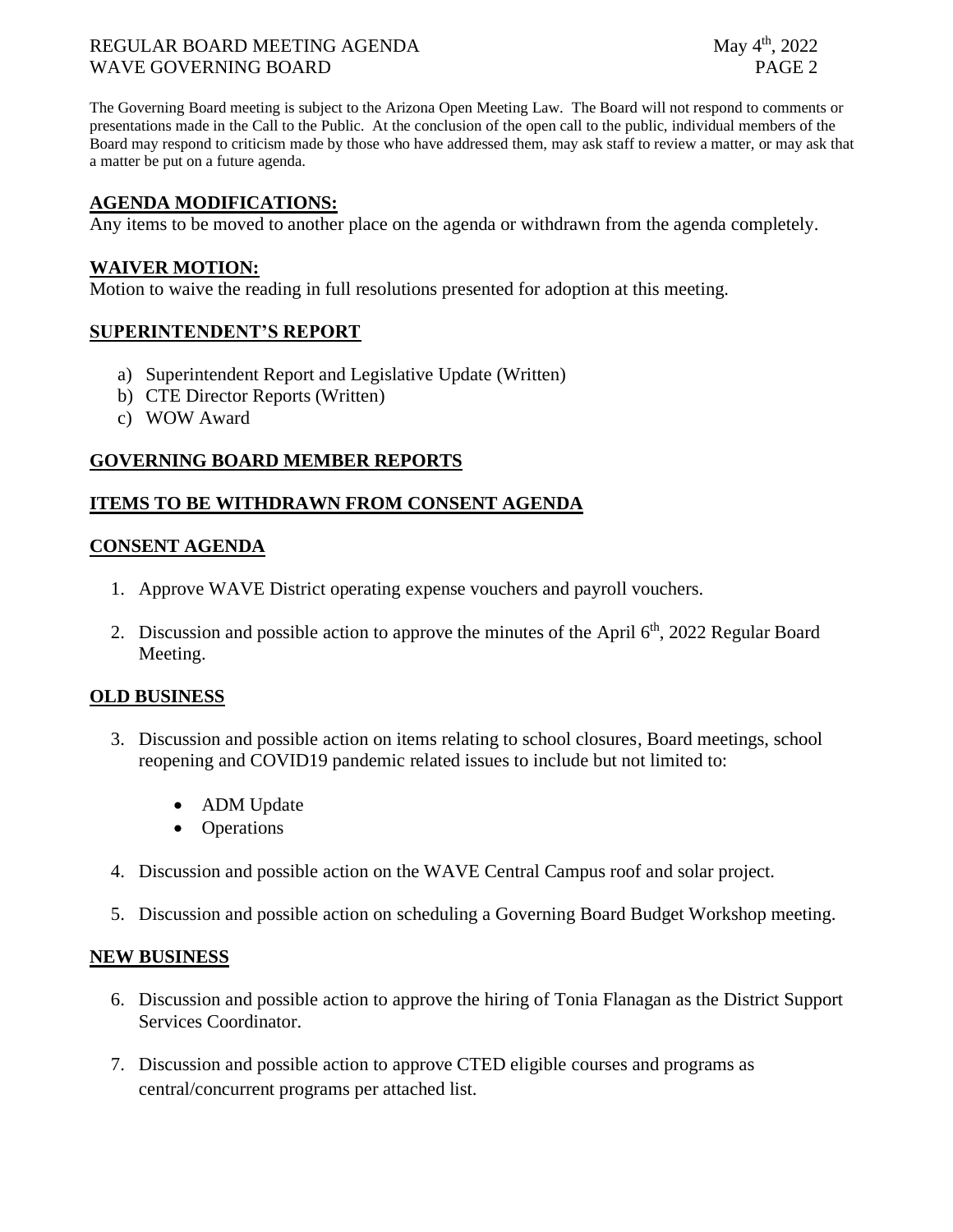The Governing Board meeting is subject to the Arizona Open Meeting Law. The Board will not respond to comments or presentations made in the Call to the Public. At the conclusion of the open call to the public, individual members of the Board may respond to criticism made by those who have addressed them, may ask staff to review a matter, or may ask that a matter be put on a future agenda.

## AGENDA MODIFICATIONS:

Any items to be moved to another place on the agenda or withdrawn from the agenda completely.

## WAIVER MOTION:

Motion to waive the reading in full resolutions presented for adoption at this meeting.

## SUPERINTENDENT'S REPORT

a) Superintendent Report and Legislative Update (Written)
b) CTE Director Reports (Written)
c) WOW Award

## GOVERNING BOARD MEMBER REPORTS

## ITEMS TO BE WITHDRAWN FROM CONSENT AGENDA

## CONSENT AGENDA

1. Approve WAVE District operating expense vouchers and payroll vouchers.

2. Discussion and possible action to approve the minutes of the April 6th, 2022 Regular Board Meeting.

## OLD BUSINESS

3. Discussion and possible action on items relating to school closures, Board meetings, school reopening and COVID19 pandemic related issues to include but not limited to:

   - ADM Update
   - Operations

4. Discussion and possible action on the WAVE Central Campus roof and solar project.

5. Discussion and possible action on scheduling a Governing Board Budget Workshop meeting.

## NEW BUSINESS

6. Discussion and possible action to approve the hiring of Tonia Flanagan as the District Support Services Coordinator.

7. Discussion and possible action to approve CTED eligible courses and programs as central/concurrent programs per attached list.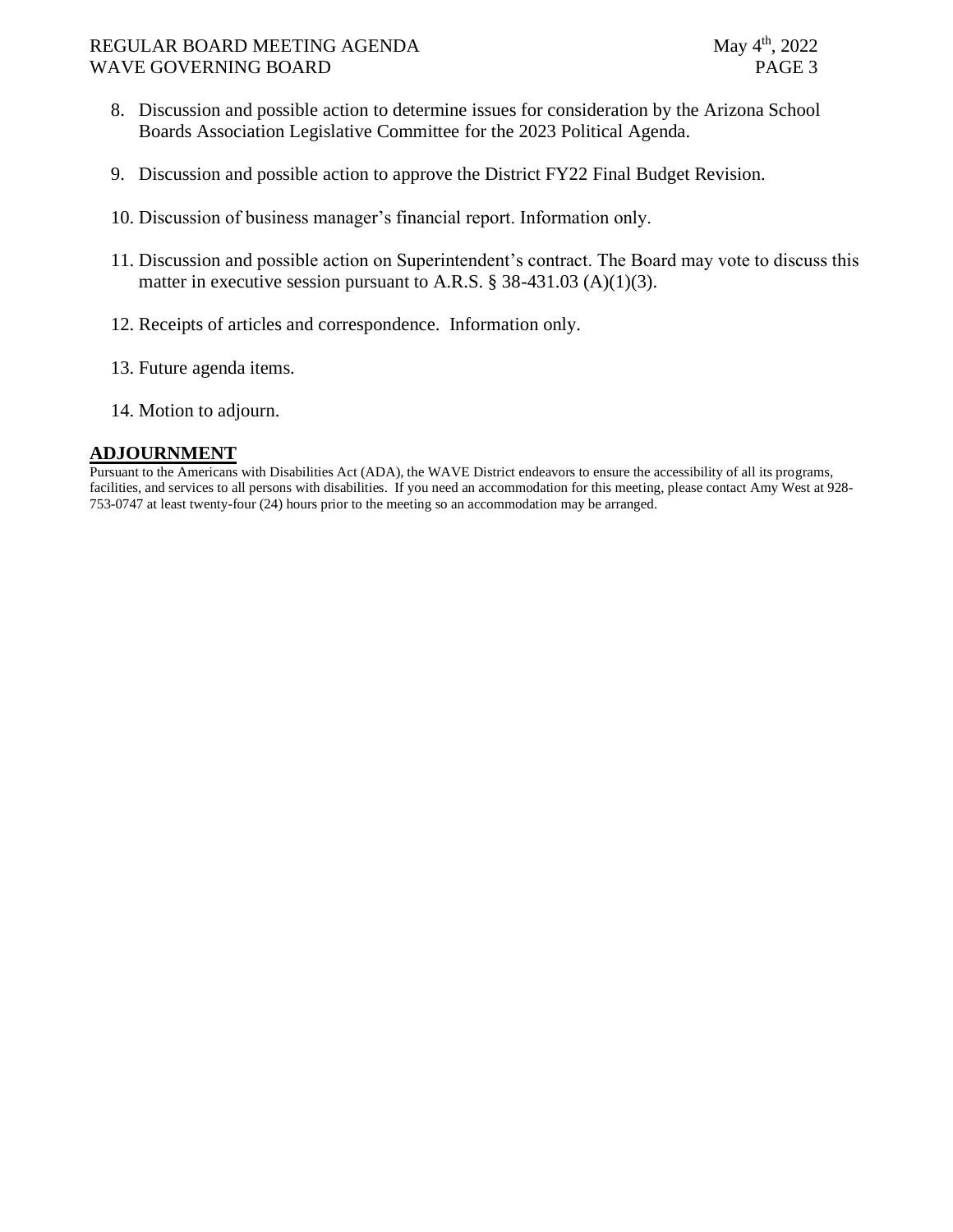8. Discussion and possible action to determine issues for consideration by the Arizona School Boards Association Legislative Committee for the 2023 Political Agenda.

9. Discussion and possible action to approve the District FY22 Final Budget Revision.

10. Discussion of business manager's financial report. Information only.

11. Discussion and possible action on Superintendent's contract. The Board may vote to discuss this matter in executive session pursuant to A.R.S. § 38-431.03 (A)(1)(3).

12. Receipts of articles and correspondence. Information only.

13. Future agenda items.

14. Motion to adjourn.

## ADJOURNMENT

Pursuant to the Americans with Disabilities Act (ADA), the WAVE District endeavors to ensure the accessibility of all its programs, facilities, and services to all persons with disabilities. If you need an accommodation for this meeting, please contact Amy West at 928-753-0747 at least twenty-four (24) hours prior to the meeting so an accommodation may be arranged.